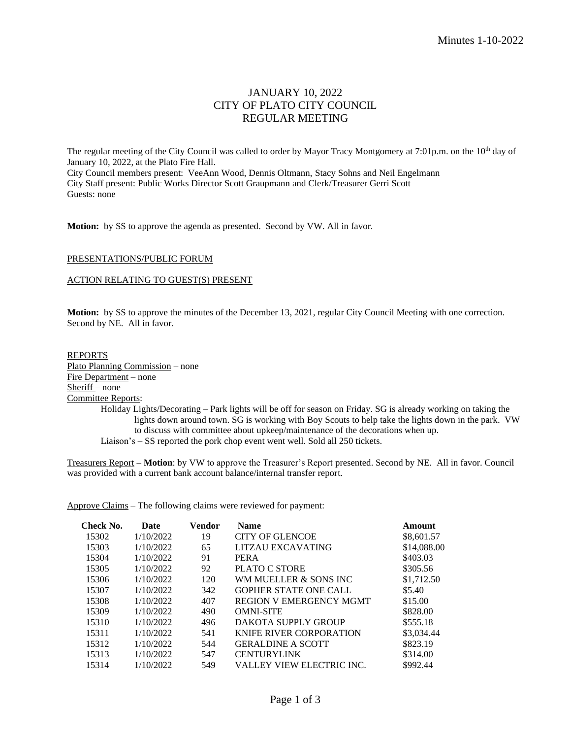# JANUARY 10, 2022
# CITY OF PLATO CITY COUNCIL
# REGULAR MEETING

The regular meeting of the City Council was called to order by Mayor Tracy Montgomery at 7:01p.m. on the 10th day of January 10, 2022, at the Plato Fire Hall.
City Council members present: VeeAnn Wood, Dennis Oltmann, Stacy Sohns and Neil Engelmann
City Staff present: Public Works Director Scott Graupmann and Clerk/Treasurer Gerri Scott
Guests: none

**Motion:** by SS to approve the agenda as presented. Second by VW. All in favor.

PRESENTATIONS/PUBLIC FORUM

ACTION RELATING TO GUEST(S) PRESENT

**Motion:** by SS to approve the minutes of the December 13, 2021, regular City Council Meeting with one correction. Second by NE. All in favor.

REPORTS
Plato Planning Commission – none
Fire Department – none
Sheriff – none
Committee Reports:

Holiday Lights/Decorating – Park lights will be off for season on Friday. SG is already working on taking the lights down around town. SG is working with Boy Scouts to help take the lights down in the park. VW to discuss with committee about upkeep/maintenance of the decorations when up.

Liaison's – SS reported the pork chop event went well. Sold all 250 tickets.

Treasurers Report – **Motion**: by VW to approve the Treasurer's Report presented. Second by NE. All in favor. Council was provided with a current bank account balance/internal transfer report.

Approve Claims – The following claims were reviewed for payment:

| Check No. | Date | Vendor | Name | Amount |
|---|---|---|---|---|
| 15302 | 1/10/2022 | 19 | CITY OF GLENCOE | $8,601.57 |
| 15303 | 1/10/2022 | 65 | LITZAU EXCAVATING | $14,088.00 |
| 15304 | 1/10/2022 | 91 | PERA | $403.03 |
| 15305 | 1/10/2022 | 92 | PLATO C STORE | $305.56 |
| 15306 | 1/10/2022 | 120 | WM MUELLER & SONS INC | $1,712.50 |
| 15307 | 1/10/2022 | 342 | GOPHER STATE ONE CALL | $5.40 |
| 15308 | 1/10/2022 | 407 | REGION V EMERGENCY MGMT | $15.00 |
| 15309 | 1/10/2022 | 490 | OMNI-SITE | $828.00 |
| 15310 | 1/10/2022 | 496 | DAKOTA SUPPLY GROUP | $555.18 |
| 15311 | 1/10/2022 | 541 | KNIFE RIVER CORPORATION | $3,034.44 |
| 15312 | 1/10/2022 | 544 | GERALDINE A SCOTT | $823.19 |
| 15313 | 1/10/2022 | 547 | CENTURYLINK | $314.00 |
| 15314 | 1/10/2022 | 549 | VALLEY VIEW ELECTRIC INC. | $992.44 |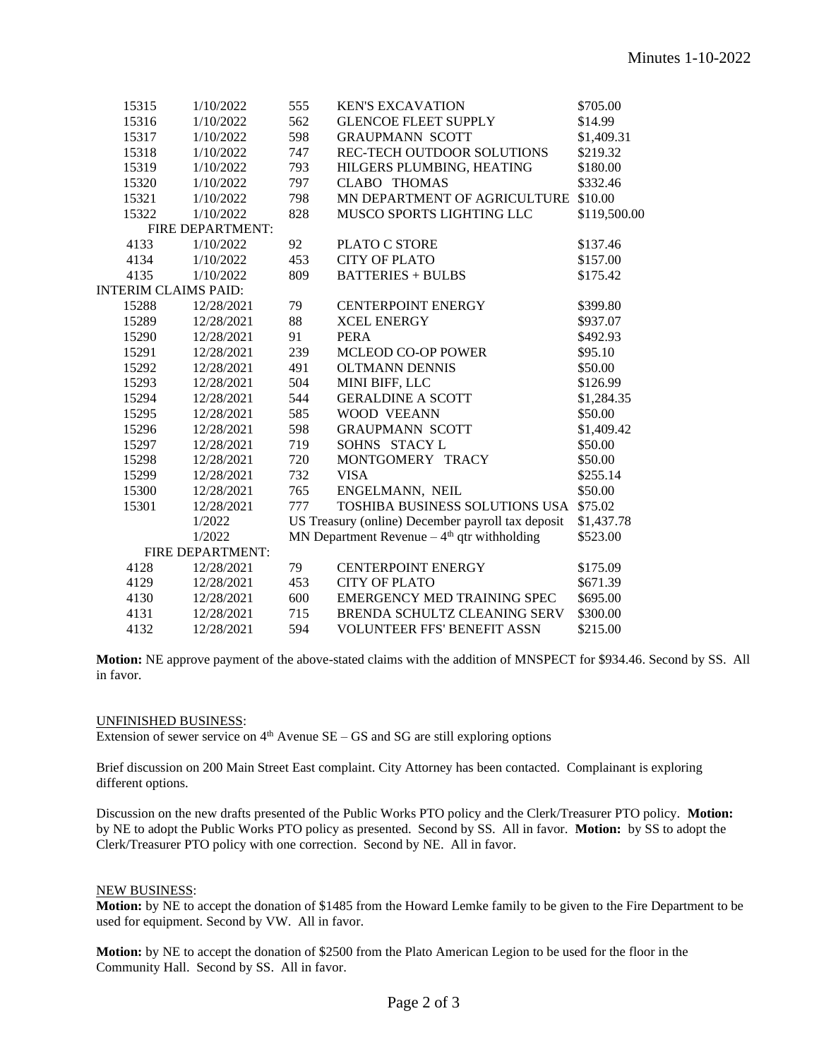| | | | | |
|---|---|---|---|---|
| 15315 | 1/10/2022 | 555 | KEN'S EXCAVATION | $705.00 |
| 15316 | 1/10/2022 | 562 | GLENCOE FLEET SUPPLY | $14.99 |
| 15317 | 1/10/2022 | 598 | GRAUPMANN SCOTT | $1,409.31 |
| 15318 | 1/10/2022 | 747 | REC-TECH OUTDOOR SOLUTIONS | $219.32 |
| 15319 | 1/10/2022 | 793 | HILGERS PLUMBING, HEATING | $180.00 |
| 15320 | 1/10/2022 | 797 | CLABO THOMAS | $332.46 |
| 15321 | 1/10/2022 | 798 | MN DEPARTMENT OF AGRICULTURE | $10.00 |
| 15322 | 1/10/2022 | 828 | MUSCO SPORTS LIGHTING LLC | $119,500.00 |
| FIRE DEPARTMENT: | | | | |
| 4133 | 1/10/2022 | 92 | PLATO C STORE | $137.46 |
| 4134 | 1/10/2022 | 453 | CITY OF PLATO | $157.00 |
| 4135 | 1/10/2022 | 809 | BATTERIES + BULBS | $175.42 |
| INTERIM CLAIMS PAID: | | | | |
| 15288 | 12/28/2021 | 79 | CENTERPOINT ENERGY | $399.80 |
| 15289 | 12/28/2021 | 88 | XCEL ENERGY | $937.07 |
| 15290 | 12/28/2021 | 91 | PERA | $492.93 |
| 15291 | 12/28/2021 | 239 | MCLEOD CO-OP POWER | $95.10 |
| 15292 | 12/28/2021 | 491 | OLTMANN DENNIS | $50.00 |
| 15293 | 12/28/2021 | 504 | MINI BIFF, LLC | $126.99 |
| 15294 | 12/28/2021 | 544 | GERALDINE A SCOTT | $1,284.35 |
| 15295 | 12/28/2021 | 585 | WOOD VEEANN | $50.00 |
| 15296 | 12/28/2021 | 598 | GRAUPMANN SCOTT | $1,409.42 |
| 15297 | 12/28/2021 | 719 | SOHNS STACY L | $50.00 |
| 15298 | 12/28/2021 | 720 | MONTGOMERY TRACY | $50.00 |
| 15299 | 12/28/2021 | 732 | VISA | $255.14 |
| 15300 | 12/28/2021 | 765 | ENGELMANN, NEIL | $50.00 |
| 15301 | 12/28/2021 | 777 | TOSHIBA BUSINESS SOLUTIONS USA | $75.02 |
| | 1/2022 | | US Treasury (online) December payroll tax deposit | $1,437.78 |
| | 1/2022 | | MN Department Revenue – 4th qtr withholding | $523.00 |
| FIRE DEPARTMENT: | | | | |
| 4128 | 12/28/2021 | 79 | CENTERPOINT ENERGY | $175.09 |
| 4129 | 12/28/2021 | 453 | CITY OF PLATO | $671.39 |
| 4130 | 12/28/2021 | 600 | EMERGENCY MED TRAINING SPEC | $695.00 |
| 4131 | 12/28/2021 | 715 | BRENDA SCHULTZ CLEANING SERV | $300.00 |
| 4132 | 12/28/2021 | 594 | VOLUNTEER FFS' BENEFIT ASSN | $215.00 |

**Motion:** NE approve payment of the above-stated claims with the addition of MNSPECT for $934.46. Second by SS. All in favor.

UNFINISHED BUSINESS:

Extension of sewer service on 4th Avenue SE – GS and SG are still exploring options

Brief discussion on 200 Main Street East complaint. City Attorney has been contacted. Complainant is exploring different options.

Discussion on the new drafts presented of the Public Works PTO policy and the Clerk/Treasurer PTO policy. **Motion:** by NE to adopt the Public Works PTO policy as presented. Second by SS. All in favor. **Motion:** by SS to adopt the Clerk/Treasurer PTO policy with one correction. Second by NE. All in favor.

NEW BUSINESS:

**Motion:** by NE to accept the donation of $1485 from the Howard Lemke family to be given to the Fire Department to be used for equipment. Second by VW. All in favor.

**Motion:** by NE to accept the donation of $2500 from the Plato American Legion to be used for the floor in the Community Hall. Second by SS. All in favor.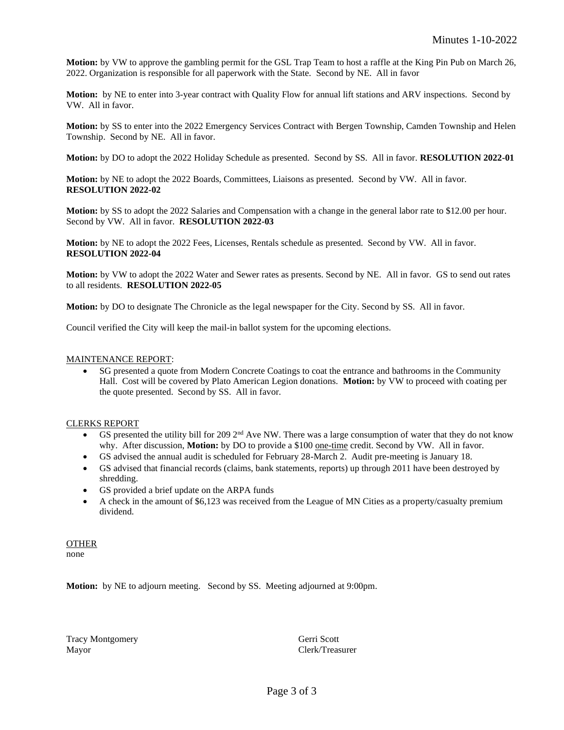**Motion:** by VW to approve the gambling permit for the GSL Trap Team to host a raffle at the King Pin Pub on March 26, 2022. Organization is responsible for all paperwork with the State. Second by NE. All in favor

**Motion:** by NE to enter into 3-year contract with Quality Flow for annual lift stations and ARV inspections. Second by VW. All in favor.

**Motion:** by SS to enter into the 2022 Emergency Services Contract with Bergen Township, Camden Township and Helen Township. Second by NE. All in favor.

**Motion:** by DO to adopt the 2022 Holiday Schedule as presented. Second by SS. All in favor. **RESOLUTION 2022-01**

**Motion:** by NE to adopt the 2022 Boards, Committees, Liaisons as presented. Second by VW. All in favor. **RESOLUTION 2022-02**

**Motion:** by SS to adopt the 2022 Salaries and Compensation with a change in the general labor rate to $12.00 per hour. Second by VW. All in favor. **RESOLUTION 2022-03**

**Motion:** by NE to adopt the 2022 Fees, Licenses, Rentals schedule as presented. Second by VW. All in favor. **RESOLUTION 2022-04**

**Motion:** by VW to adopt the 2022 Water and Sewer rates as presents. Second by NE. All in favor. GS to send out rates to all residents. **RESOLUTION 2022-05**

**Motion:** by DO to designate The Chronicle as the legal newspaper for the City. Second by SS. All in favor.

Council verified the City will keep the mail-in ballot system for the upcoming elections.

MAINTENANCE REPORT:

- SG presented a quote from Modern Concrete Coatings to coat the entrance and bathrooms in the Community Hall. Cost will be covered by Plato American Legion donations. **Motion:** by VW to proceed with coating per the quote presented. Second by SS. All in favor.

CLERKS REPORT

- GS presented the utility bill for 209 2nd Ave NW. There was a large consumption of water that they do not know why. After discussion, **Motion:** by DO to provide a $100 one-time credit. Second by VW. All in favor.
- GS advised the annual audit is scheduled for February 28-March 2. Audit pre-meeting is January 18.
- GS advised that financial records (claims, bank statements, reports) up through 2011 have been destroyed by shredding.
- GS provided a brief update on the ARPA funds
- A check in the amount of $6,123 was received from the League of MN Cities as a property/casualty premium dividend.

OTHER

none

**Motion:** by NE to adjourn meeting. Second by SS. Meeting adjourned at 9:00pm.

Tracy Montgomery
Mayor

Gerri Scott
Clerk/Treasurer